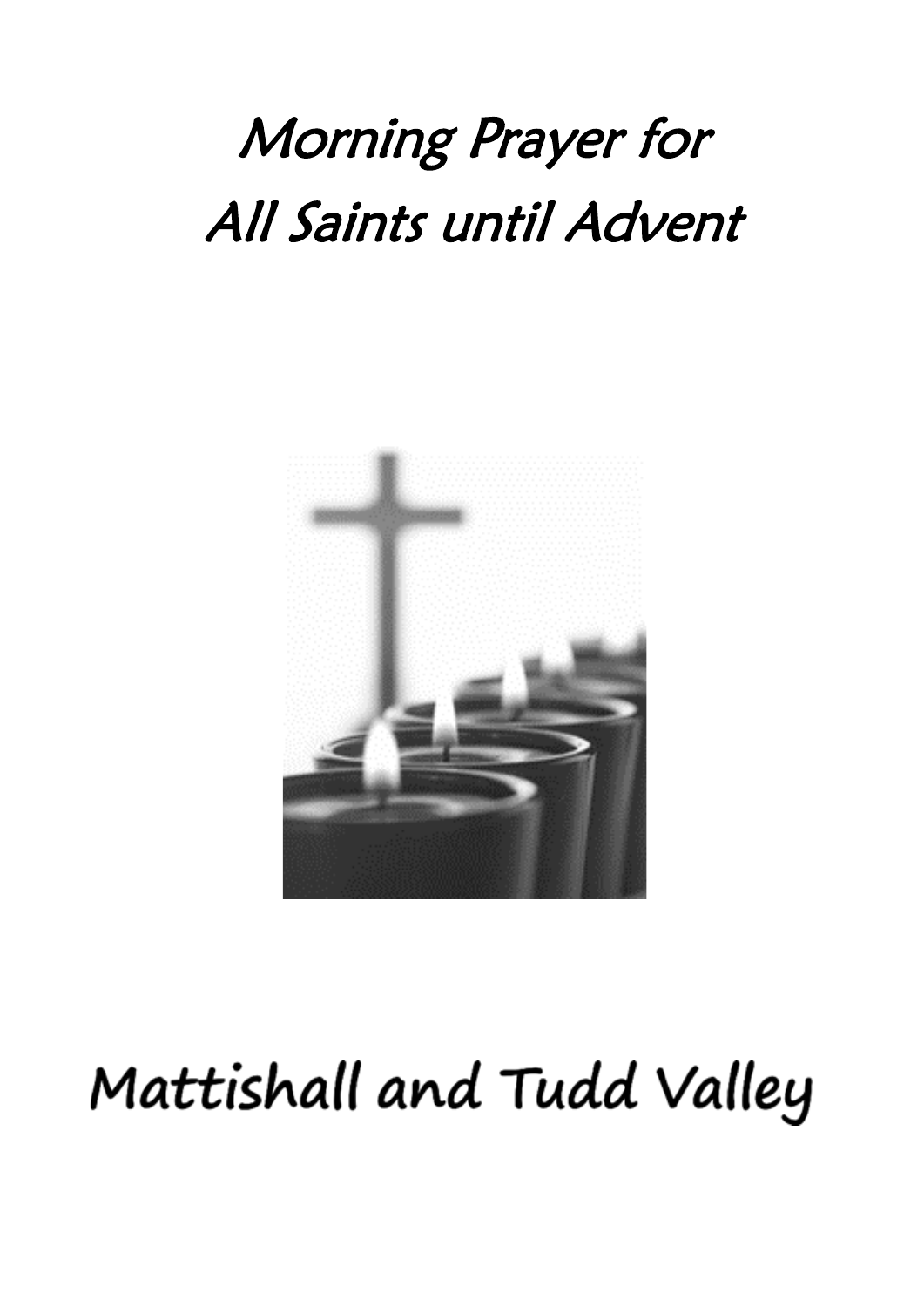# Morning Prayer for All Saints until Advent

Mattishall and Tudd Valley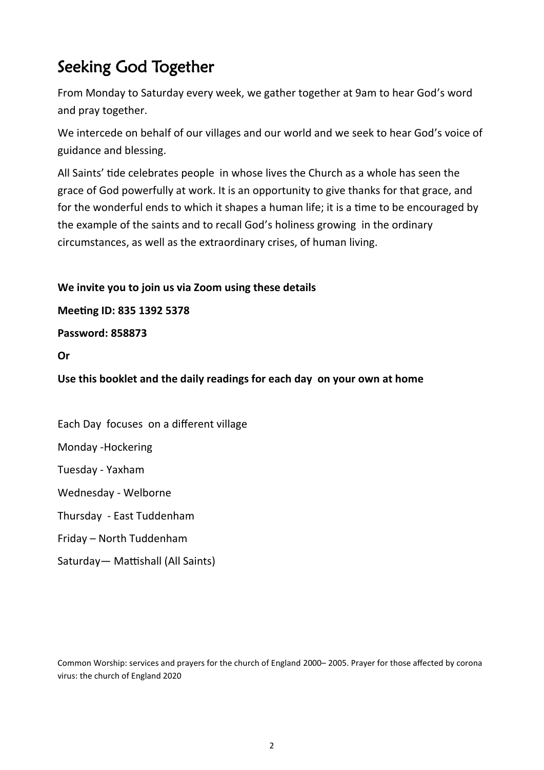# Seeking God Together

From Monday to Saturday every week, we gather together at 9am to hear God's word and pray together.

We intercede on behalf of our villages and our world and we seek to hear God's voice of guidance and blessing.

All Saints' tide celebrates people in whose lives the Church as a whole has seen the grace of God powerfully at work. It is an opportunity to give thanks for that grace, and for the wonderful ends to which it shapes a human life; it is a time to be encouraged by the example of the saints and to recall God's holiness growing in the ordinary circumstances, as well as the extraordinary crises, of human living.

**We invite you to join us via Zoom using these details**

**Meeting ID: 835 1392 5378**

**Password: 858873**

**Or**

**Use this booklet and the daily readings for each day on your own at home**

Each Day focuses on a different village

Monday -Hockering

Tuesday - Yaxham

Wednesday - Welborne

Thursday - East Tuddenham

Friday – North Tuddenham

Saturday— Mattishall (All Saints)

Common Worship: services and prayers for the church of England 2000– 2005. Prayer for those affected by corona virus: the church of England 2020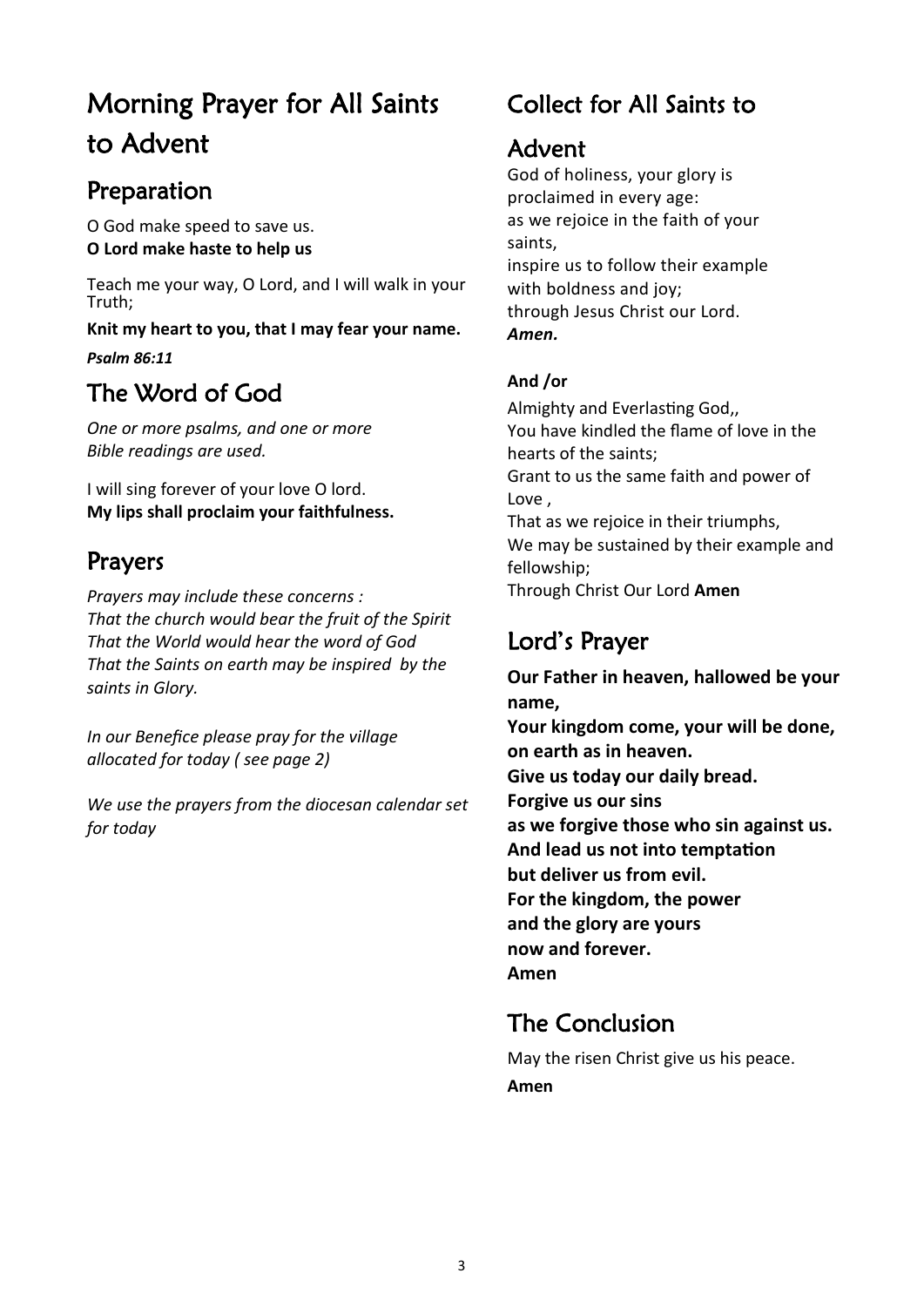# Morning Prayer for All Saints to Advent

## Preparation

O God make speed to save us.
**O Lord make haste to help us**

Teach me your way, O Lord, and I will walk in your Truth;

**Knit my heart to you, that I may fear your name.**

***Psalm 86:11***

## The Word of God

*One or more psalms, and one or more Bible readings are used.*

I will sing forever of your love O lord.
**My lips shall proclaim your faithfulness.**

## Prayers

*Prayers may include these concerns :*
*That the church would bear the fruit of the Spirit*
*That the World would hear the word of God*
*That the Saints on earth may be inspired by the saints in Glory.*

*In our Benefice please pray for the village allocated for today ( see page 2)*

*We use the prayers from the diocesan calendar set for today*

## Collect for All Saints to Advent

God of holiness, your glory is proclaimed in every age:
as we rejoice in the faith of your saints,
inspire us to follow their example with boldness and joy;
through Jesus Christ our Lord.
***Amen.***

**And /or**

Almighty and Everlasting God,,
You have kindled the flame of love in the hearts of the saints;
Grant to us the same faith and power of Love ,
That as we rejoice in their triumphs,
We may be sustained by their example and fellowship;
Through Christ Our Lord **Amen**

## Lord's Prayer

**Our Father in heaven, hallowed be your name,**
**Your kingdom come, your will be done,**
**on earth as in heaven.**
**Give us today our daily bread.**
**Forgive us our sins**
**as we forgive those who sin against us.**
**And lead us not into temptation**
**but deliver us from evil.**
**For the kingdom, the power**
**and the glory are yours**
**now and forever.**
**Amen**

## The Conclusion

May the risen Christ give us his peace.

**Amen**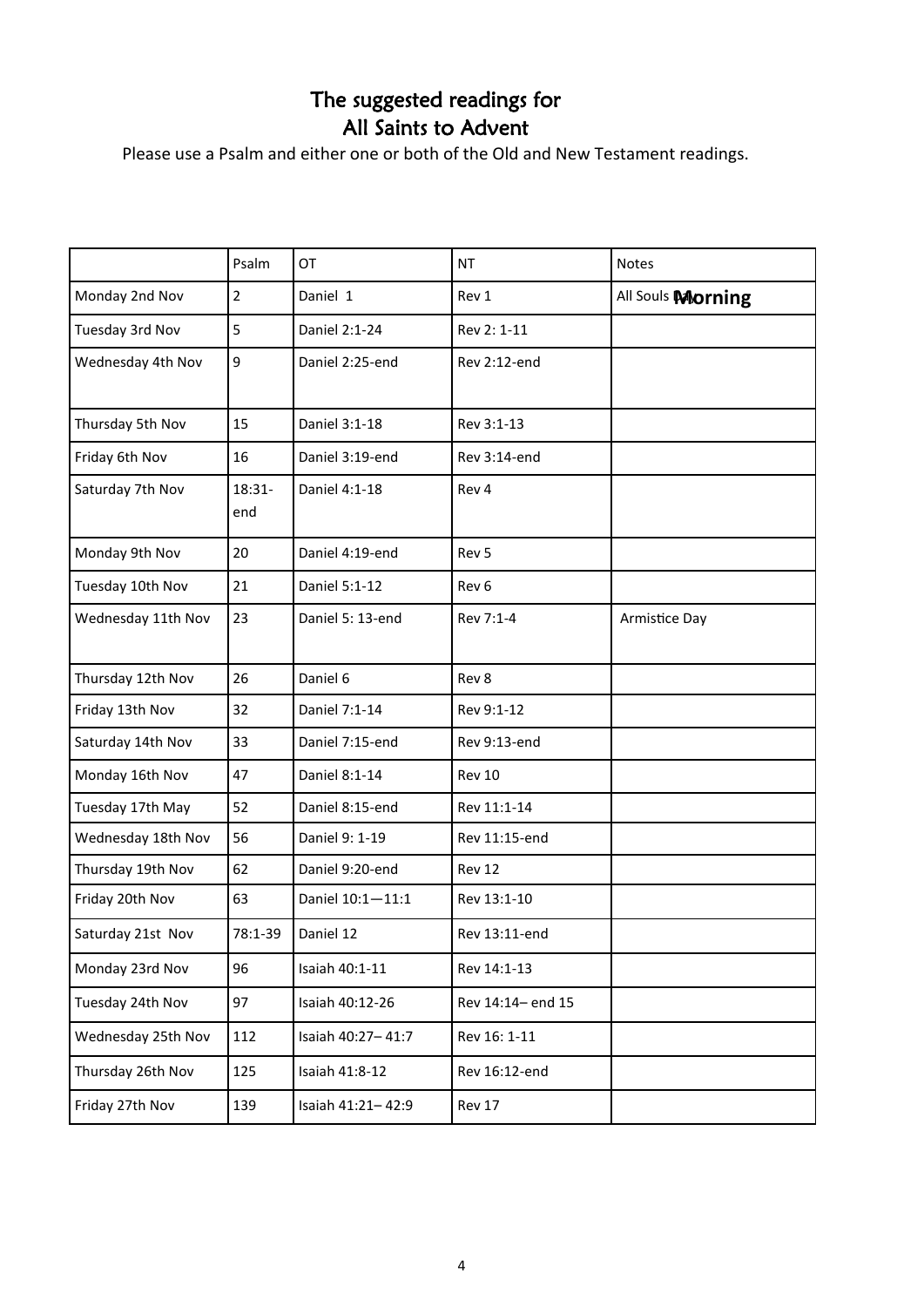# The suggested readings for All Saints to Advent

Please use a Psalm and either one or both of the Old and New Testament readings.

| | Psalm | OT | NT | Notes |
|---|---|---|---|---|
| Monday 2nd Nov | 2 | Daniel 1 | Rev 1 | All Souls Day **Morning** |
| Tuesday 3rd Nov | 5 | Daniel 2:1-24 | Rev 2: 1-11 | |
| Wednesday 4th Nov | 9 | Daniel 2:25-end | Rev 2:12-end | |
| Thursday 5th Nov | 15 | Daniel 3:1-18 | Rev 3:1-13 | |
| Friday 6th Nov | 16 | Daniel 3:19-end | Rev 3:14-end | |
| Saturday 7th Nov | 18:31-end | Daniel 4:1-18 | Rev 4 | |
| Monday 9th Nov | 20 | Daniel 4:19-end | Rev 5 | |
| Tuesday 10th Nov | 21 | Daniel 5:1-12 | Rev 6 | |
| Wednesday 11th Nov | 23 | Daniel 5: 13-end | Rev 7:1-4 | Armistice Day |
| Thursday 12th Nov | 26 | Daniel 6 | Rev 8 | |
| Friday 13th Nov | 32 | Daniel 7:1-14 | Rev 9:1-12 | |
| Saturday 14th Nov | 33 | Daniel 7:15-end | Rev 9:13-end | |
| Monday 16th Nov | 47 | Daniel 8:1-14 | Rev 10 | |
| Tuesday 17th May | 52 | Daniel 8:15-end | Rev 11:1-14 | |
| Wednesday 18th Nov | 56 | Daniel 9: 1-19 | Rev 11:15-end | |
| Thursday 19th Nov | 62 | Daniel 9:20-end | Rev 12 | |
| Friday 20th Nov | 63 | Daniel 10:1—11:1 | Rev 13:1-10 | |
| Saturday 21st Nov | 78:1-39 | Daniel 12 | Rev 13:11-end | |
| Monday 23rd Nov | 96 | Isaiah 40:1-11 | Rev 14:1-13 | |
| Tuesday 24th Nov | 97 | Isaiah 40:12-26 | Rev 14:14– end 15 | |
| Wednesday 25th Nov | 112 | Isaiah 40:27– 41:7 | Rev 16: 1-11 | |
| Thursday 26th Nov | 125 | Isaiah 41:8-12 | Rev 16:12-end | |
| Friday 27th Nov | 139 | Isaiah 41:21– 42:9 | Rev 17 | |